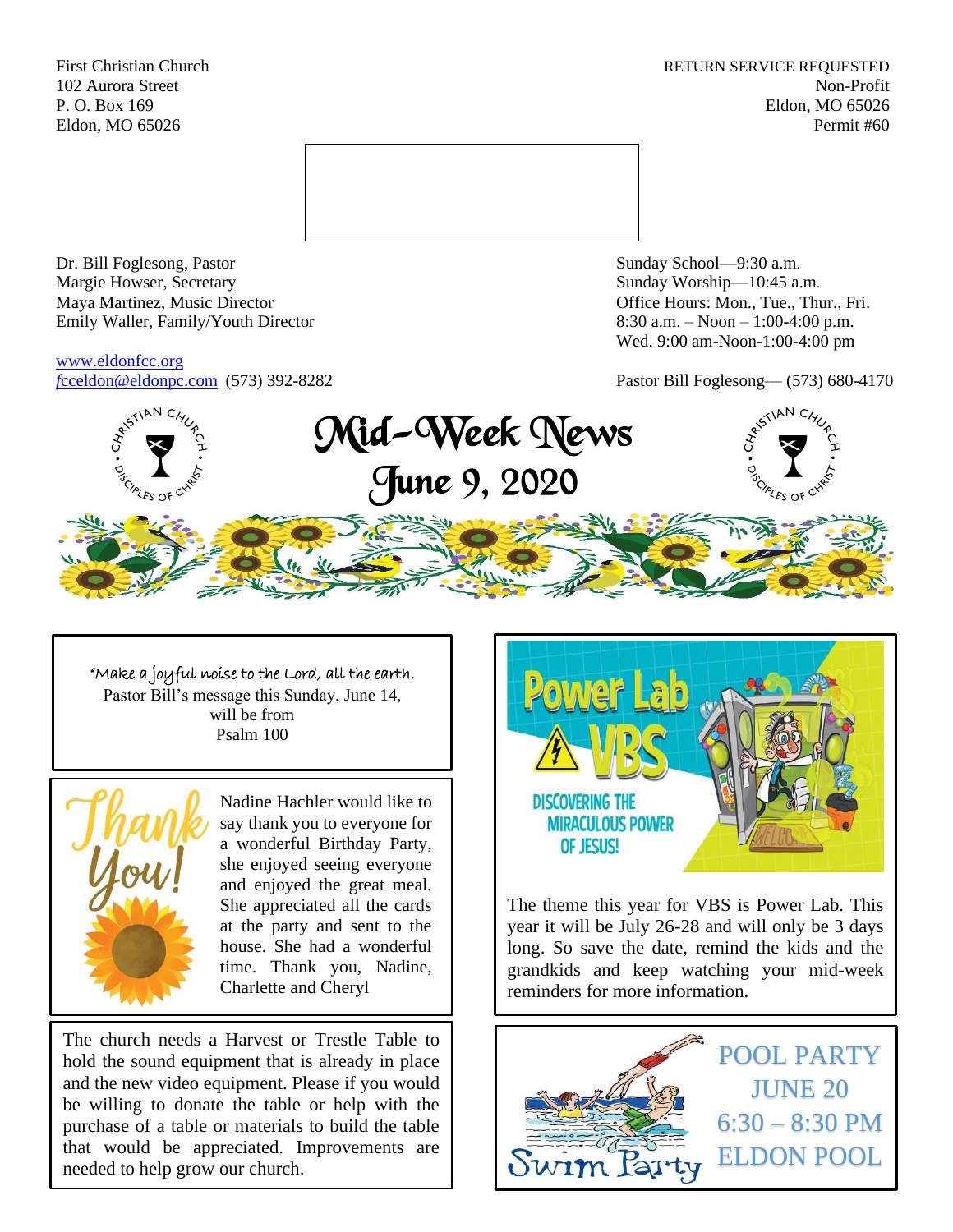First Christian Church
102 Aurora Street
P. O. Box 169
Eldon, MO 65026

RETURN SERVICE REQUESTED
Non-Profit
Eldon, MO 65026
Permit #60

Dr. Bill Foglesong, Pastor
Margie Howser, Secretary
Maya Martinez, Music Director
Emily Waller, Family/Youth Director

www.eldonfcc.org
fcceldon@eldonpc.com (573) 392-8282

Sunday School—9:30 a.m.
Sunday Worship—10:45 a.m.
Office Hours: Mon., Tue., Thur., Fri.
8:30 a.m. – Noon – 1:00-4:00 p.m.
Wed. 9:00 am-Noon-1:00-4:00 pm

Pastor Bill Foglesong— (573) 680-4170

# Mid-Week News
## June 9, 2020

"Make a joyful noise to the Lord, all the earth.
Pastor Bill's message this Sunday, June 14, will be from Psalm 100

**Thank You!**

Nadine Hachler would like to say thank you to everyone for a wonderful Birthday Party, she enjoyed seeing everyone and enjoyed the great meal. She appreciated all the cards at the party and sent to the house. She had a wonderful time. Thank you, Nadine, Charlette and Cheryl

The church needs a Harvest or Trestle Table to hold the sound equipment that is already in place and the new video equipment. Please if you would be willing to donate the table or help with the purchase of a table or materials to build the table that would be appreciated. Improvements are needed to help grow our church.

**Power Lab VBS**
DISCOVERING THE MIRACULOUS POWER OF JESUS!

The theme this year for VBS is Power Lab. This year it will be July 26-28 and will only be 3 days long. So save the date, remind the kids and the grandkids and keep watching your mid-week reminders for more information.

**Swim Party**

POOL PARTY
JUNE 20
6:30 – 8:30 PM
ELDON POOL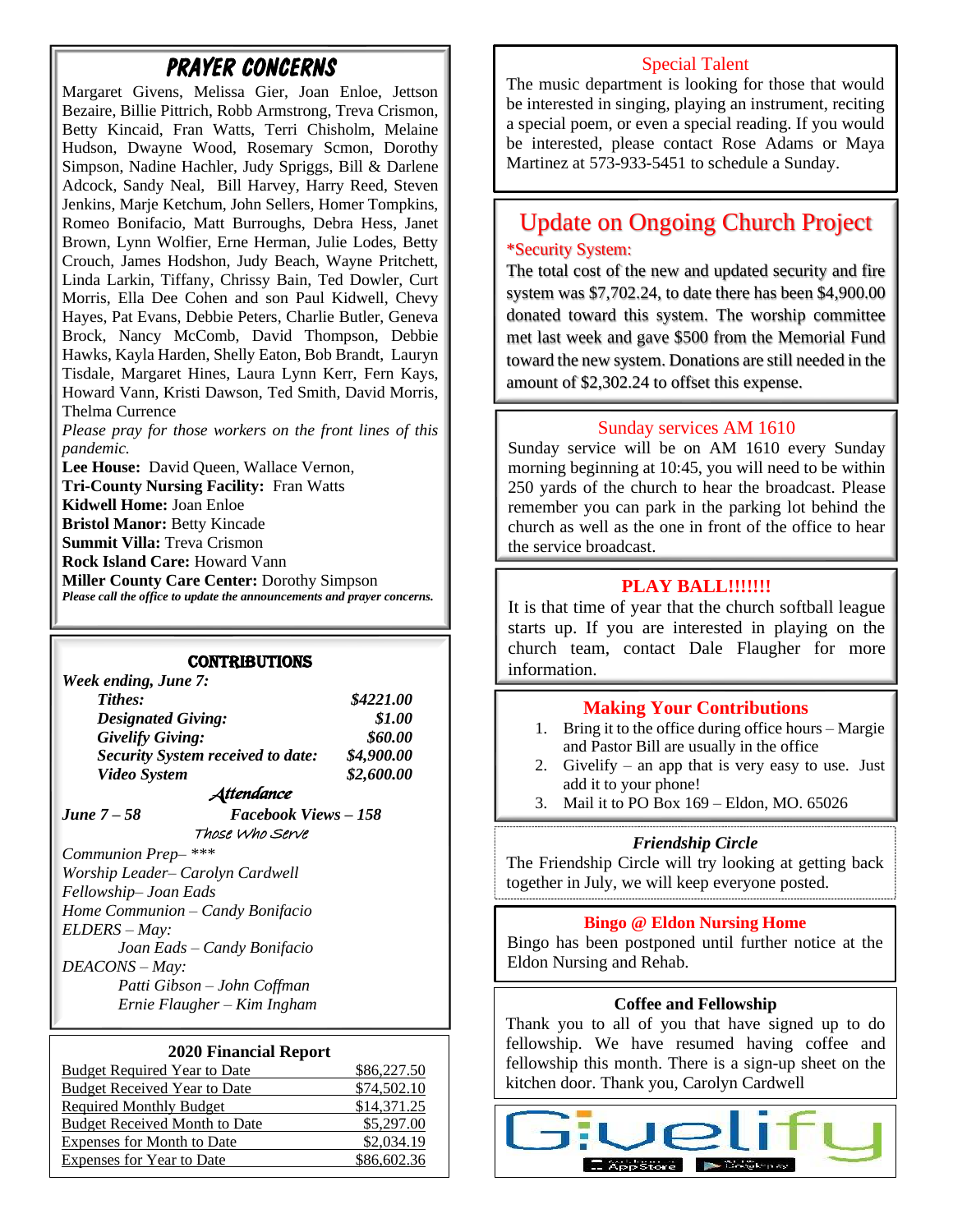## PRAYER CONCERNS

Margaret Givens, Melissa Gier, Joan Enloe, Jettson Bezaire, Billie Pittrich, Robb Armstrong, Treva Crismon, Betty Kincaid, Fran Watts, Terri Chisholm, Melaine Hudson, Dwayne Wood, Rosemary Scmon, Dorothy Simpson, Nadine Hachler, Judy Spriggs, Bill & Darlene Adcock, Sandy Neal, Bill Harvey, Harry Reed, Steven Jenkins, Marje Ketchum, John Sellers, Homer Tompkins, Romeo Bonifacio, Matt Burroughs, Debra Hess, Janet Brown, Lynn Wolfier, Erne Herman, Julie Lodes, Betty Crouch, James Hodshon, Judy Beach, Wayne Pritchett, Linda Larkin, Tiffany, Chrissy Bain, Ted Dowler, Curt Morris, Ella Dee Cohen and son Paul Kidwell, Chevy Hayes, Pat Evans, Debbie Peters, Charlie Butler, Geneva Brock, Nancy McComb, David Thompson, Debbie Hawks, Kayla Harden, Shelly Eaton, Bob Brandt, Lauryn Tisdale, Margaret Hines, Laura Lynn Kerr, Fern Kays, Howard Vann, Kristi Dawson, Ted Smith, David Morris, Thelma Currence

*Please pray for those workers on the front lines of this pandemic.*

**Lee House:** David Queen, Wallace Vernon,
**Tri-County Nursing Facility:** Fran Watts
**Kidwell Home:** Joan Enloe
**Bristol Manor:** Betty Kincade
**Summit Villa:** Treva Crismon
**Rock Island Care:** Howard Vann
**Miller County Care Center:** Dorothy Simpson

***Please call the office to update the announcements and prayer concerns.***

## CONTRIBUTIONS

*Week ending, June 7:*

| | |
|---|---|
| ***Tithes:*** | ***$4221.00*** |
| ***Designated Giving:*** | ***$1.00*** |
| ***Givelify Giving:*** | ***$60.00*** |
| ***Security System received to date:*** | ***$4,900.00*** |
| ***Video System*** | ***$2,600.00*** |

### *Attendance*

***June 7 – 58*** ***Facebook Views – 158***

### *Those Who Serve*

*Communion Prep– \*\*\**
*Worship Leader– Carolyn Cardwell*
*Fellowship– Joan Eads*
*Home Communion – Candy Bonifacio*
*ELDERS – May:*
*Joan Eads – Candy Bonifacio*
*DEACONS – May:*
*Patti Gibson – John Coffman*
*Ernie Flaugher – Kim Ingham*

### 2020 Financial Report

| | |
|---|---|
| Budget Required Year to Date | $86,227.50 |
| Budget Received Year to Date | $74,502.10 |
| Required Monthly Budget | $14,371.25 |
| Budget Received Month to Date | $5,297.00 |
| Expenses for Month to Date | $2,034.19 |
| Expenses for Year to Date | $86,602.36 |

### Special Talent

The music department is looking for those that would be interested in singing, playing an instrument, reciting a special poem, or even a special reading. If you would be interested, please contact Rose Adams or Maya Martinez at 573-933-5451 to schedule a Sunday.

## Update on Ongoing Church Project

\*Security System:

The total cost of the new and updated security and fire system was $7,702.24, to date there has been $4,900.00 donated toward this system. The worship committee met last week and gave $500 from the Memorial Fund toward the new system. Donations are still needed in the amount of $2,302.24 to offset this expense.

### Sunday services AM 1610

Sunday service will be on AM 1610 every Sunday morning beginning at 10:45, you will need to be within 250 yards of the church to hear the broadcast. Please remember you can park in the parking lot behind the church as well as the one in front of the office to hear the service broadcast.

### PLAY BALL!!!!!!!

It is that time of year that the church softball league starts up. If you are interested in playing on the church team, contact Dale Flaugher for more information.

### Making Your Contributions

1. Bring it to the office during office hours – Margie and Pastor Bill are usually in the office
2. Givelify – an app that is very easy to use. Just add it to your phone!
3. Mail it to PO Box 169 – Eldon, MO. 65026

### *Friendship Circle*

The Friendship Circle will try looking at getting back together in July, we will keep everyone posted.

### Bingo @ Eldon Nursing Home

Bingo has been postponed until further notice at the Eldon Nursing and Rehab.

### Coffee and Fellowship

Thank you to all of you that have signed up to do fellowship. We have resumed having coffee and fellowship this month. There is a sign-up sheet on the kitchen door. Thank you, Carolyn Cardwell

Givelify